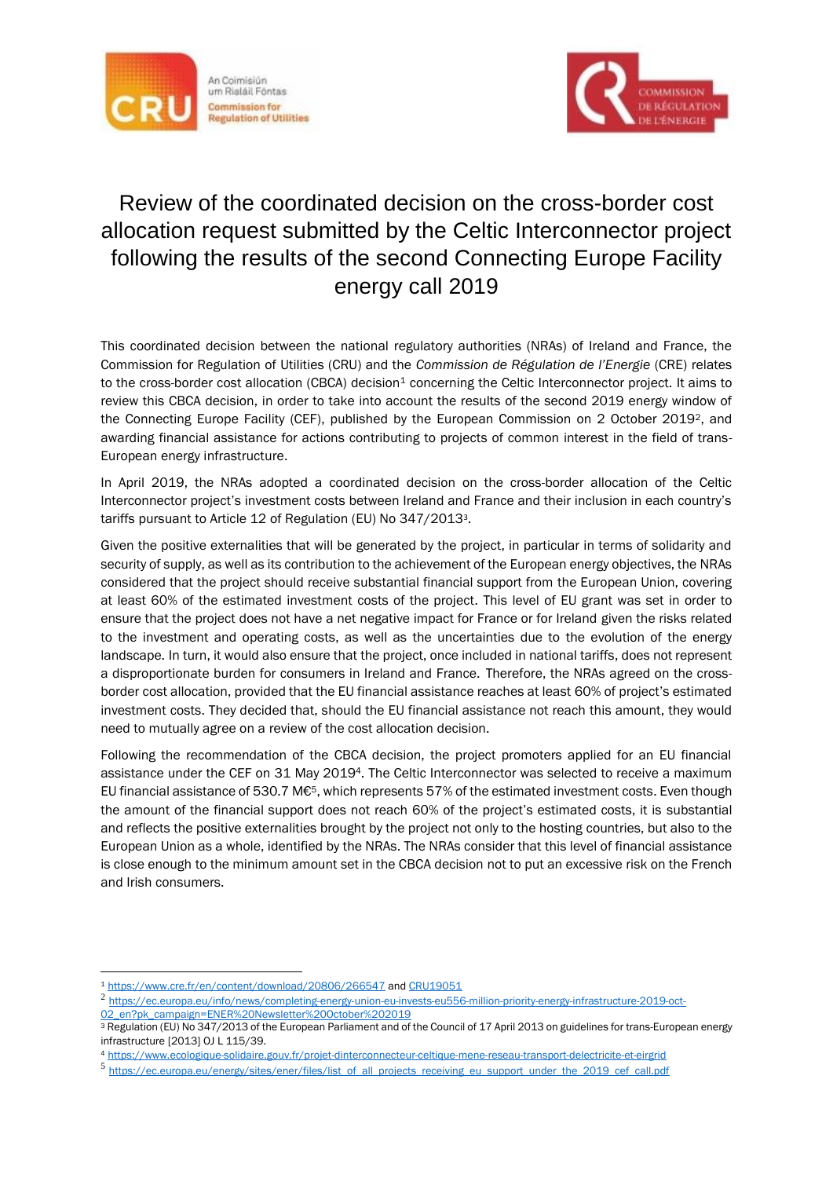An Coimisiún um Rialáil Fóntas
Commission for Regulation of Utilities

Commission de Régulation de l'Énergie

# Review of the coordinated decision on the cross-border cost allocation request submitted by the Celtic Interconnector project following the results of the second Connecting Europe Facility energy call 2019

This coordinated decision between the national regulatory authorities (NRAs) of Ireland and France, the Commission for Regulation of Utilities (CRU) and the *Commission de Régulation de l'Energie* (CRE) relates to the cross-border cost allocation (CBCA) decision[1] concerning the Celtic Interconnector project. It aims to review this CBCA decision, in order to take into account the results of the second 2019 energy window of the Connecting Europe Facility (CEF), published by the European Commission on 2 October 2019[2], and awarding financial assistance for actions contributing to projects of common interest in the field of trans-European energy infrastructure.

In April 2019, the NRAs adopted a coordinated decision on the cross-border allocation of the Celtic Interconnector project's investment costs between Ireland and France and their inclusion in each country's tariffs pursuant to Article 12 of Regulation (EU) No 347/2013[3].

Given the positive externalities that will be generated by the project, in particular in terms of solidarity and security of supply, as well as its contribution to the achievement of the European energy objectives, the NRAs considered that the project should receive substantial financial support from the European Union, covering at least 60% of the estimated investment costs of the project. This level of EU grant was set in order to ensure that the project does not have a net negative impact for France or for Ireland given the risks related to the investment and operating costs, as well as the uncertainties due to the evolution of the energy landscape. In turn, it would also ensure that the project, once included in national tariffs, does not represent a disproportionate burden for consumers in Ireland and France. Therefore, the NRAs agreed on the cross-border cost allocation, provided that the EU financial assistance reaches at least 60% of project's estimated investment costs. They decided that, should the EU financial assistance not reach this amount, they would need to mutually agree on a review of the cost allocation decision.

Following the recommendation of the CBCA decision, the project promoters applied for an EU financial assistance under the CEF on 31 May 2019[4]. The Celtic Interconnector was selected to receive a maximum EU financial assistance of 530.7 M€[5], which represents 57% of the estimated investment costs. Even though the amount of the financial support does not reach 60% of the project's estimated costs, it is substantial and reflects the positive externalities brought by the project not only to the hosting countries, but also to the European Union as a whole, identified by the NRAs. The NRAs consider that this level of financial assistance is close enough to the minimum amount set in the CBCA decision not to put an excessive risk on the French and Irish consumers.

---

[1] https://www.cre.fr/en/content/download/20806/266547 and CRU19051

[2] https://ec.europa.eu/info/news/completing-energy-union-eu-invests-eu556-million-priority-energy-infrastructure-2019-oct-02_en?pk_campaign=ENER%20Newsletter%20October%202019

[3] Regulation (EU) No 347/2013 of the European Parliament and of the Council of 17 April 2013 on guidelines for trans-European energy infrastructure [2013] OJ L 115/39.

[4] https://www.ecologique-solidaire.gouv.fr/projet-dinterconnecteur-celtique-mene-reseau-transport-delectricite-et-eirgrid

[5] https://ec.europa.eu/energy/sites/ener/files/list_of_all_projects_receiving_eu_support_under_the_2019_cef_call.pdf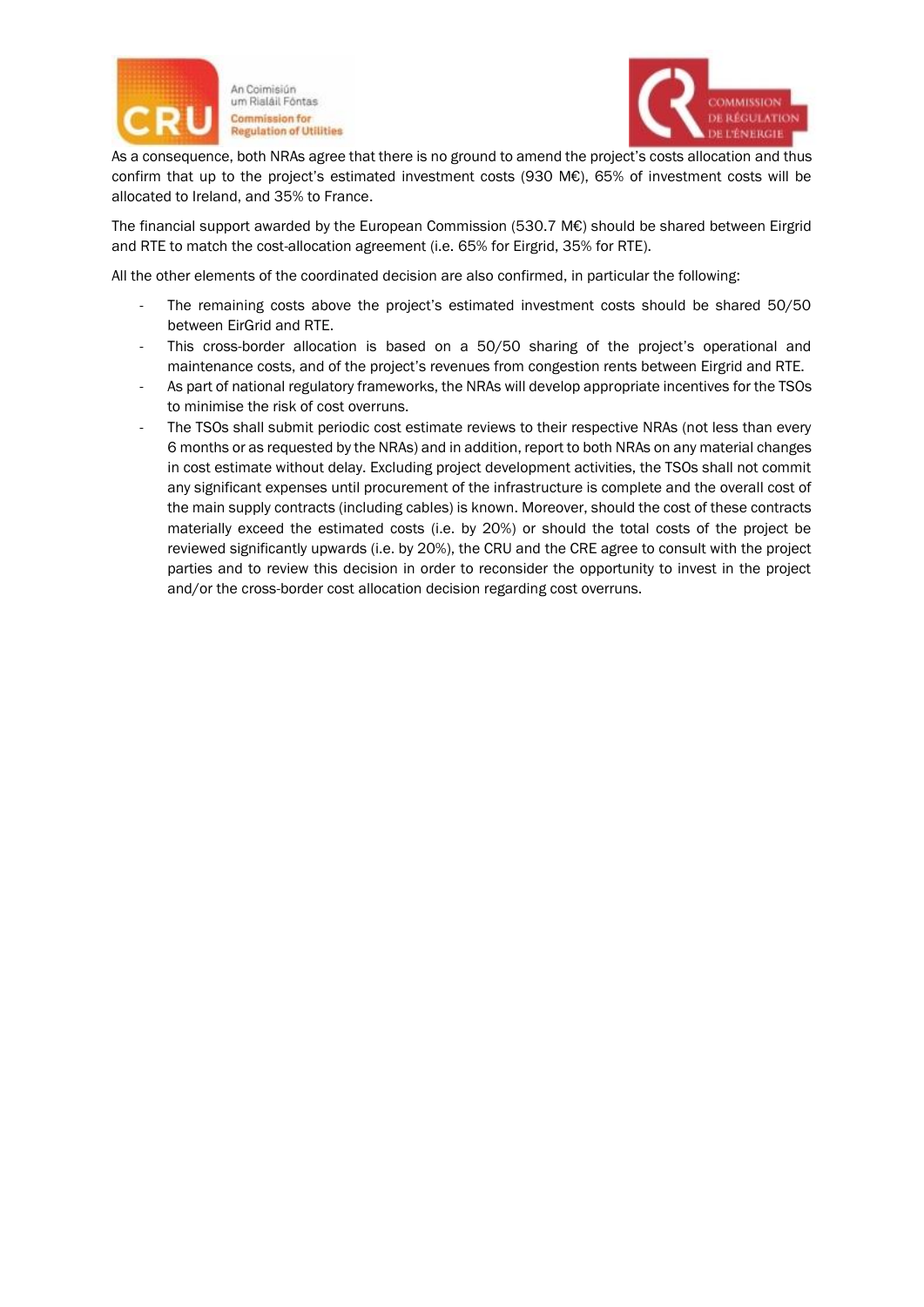As a consequence, both NRAs agree that there is no ground to amend the project's costs allocation and thus confirm that up to the project's estimated investment costs (930 M€), 65% of investment costs will be allocated to Ireland, and 35% to France.

The financial support awarded by the European Commission (530.7 M€) should be shared between Eirgrid and RTE to match the cost-allocation agreement (i.e. 65% for Eirgrid, 35% for RTE).

All the other elements of the coordinated decision are also confirmed, in particular the following:

- The remaining costs above the project's estimated investment costs should be shared 50/50 between EirGrid and RTE.
- This cross-border allocation is based on a 50/50 sharing of the project's operational and maintenance costs, and of the project's revenues from congestion rents between Eirgrid and RTE.
- As part of national regulatory frameworks, the NRAs will develop appropriate incentives for the TSOs to minimise the risk of cost overruns.
- The TSOs shall submit periodic cost estimate reviews to their respective NRAs (not less than every 6 months or as requested by the NRAs) and in addition, report to both NRAs on any material changes in cost estimate without delay. Excluding project development activities, the TSOs shall not commit any significant expenses until procurement of the infrastructure is complete and the overall cost of the main supply contracts (including cables) is known. Moreover, should the cost of these contracts materially exceed the estimated costs (i.e. by 20%) or should the total costs of the project be reviewed significantly upwards (i.e. by 20%), the CRU and the CRE agree to consult with the project parties and to review this decision in order to reconsider the opportunity to invest in the project and/or the cross-border cost allocation decision regarding cost overruns.